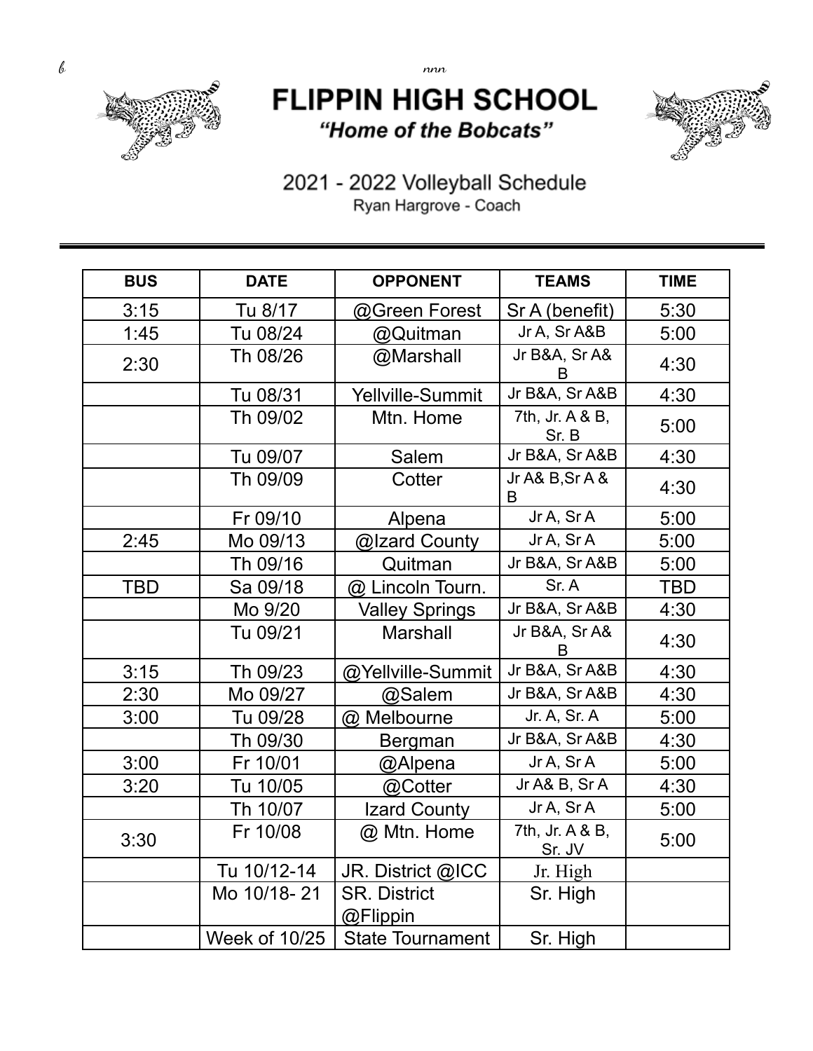# FLIPPIN HIGH SCHOOL

***"Home of the Bobcats"***

## 2021 - 2022 Volleyball Schedule

Ryan Hargrove - Coach

| BUS | DATE | OPPONENT | TEAMS | TIME |
|---|---|---|---|---|
| 3:15 | Tu 8/17 | @Green Forest | Sr A (benefit) | 5:30 |
| 1:45 | Tu 08/24 | @Quitman | Jr A, Sr A&B | 5:00 |
| 2:30 | Th 08/26 | @Marshall | Jr B&A, Sr A& B | 4:30 |
| | Tu 08/31 | Yellville-Summit | Jr B&A, Sr A&B | 4:30 |
| | Th 09/02 | Mtn. Home | 7th, Jr. A & B, Sr. B | 5:00 |
| | Tu 09/07 | Salem | Jr B&A, Sr A&B | 4:30 |
| | Th 09/09 | Cotter | Jr A& B,Sr A & B | 4:30 |
| | Fr 09/10 | Alpena | Jr A, Sr A | 5:00 |
| 2:45 | Mo 09/13 | @Izard County | Jr A, Sr A | 5:00 |
| | Th 09/16 | Quitman | Jr B&A, Sr A&B | 5:00 |
| TBD | Sa 09/18 | @ Lincoln Tourn. | Sr. A | TBD |
| | Mo 9/20 | Valley Springs | Jr B&A, Sr A&B | 4:30 |
| | Tu 09/21 | Marshall | Jr B&A, Sr A& B | 4:30 |
| 3:15 | Th 09/23 | @Yellville-Summit | Jr B&A, Sr A&B | 4:30 |
| 2:30 | Mo 09/27 | @Salem | Jr B&A, Sr A&B | 4:30 |
| 3:00 | Tu 09/28 | @ Melbourne | Jr. A, Sr. A | 5:00 |
| | Th 09/30 | Bergman | Jr B&A, Sr A&B | 4:30 |
| 3:00 | Fr 10/01 | @Alpena | Jr A, Sr A | 5:00 |
| 3:20 | Tu 10/05 | @Cotter | Jr A& B, Sr A | 4:30 |
| | Th 10/07 | Izard County | Jr A, Sr A | 5:00 |
| 3:30 | Fr 10/08 | @ Mtn. Home | 7th, Jr. A & B, Sr. JV | 5:00 |
| | Tu 10/12-14 | JR. District @ICC | Jr. High | |
| | Mo 10/18- 21 | SR. District @Flippin | Sr. High | |
| | Week of 10/25 | State Tournament | Sr. High | |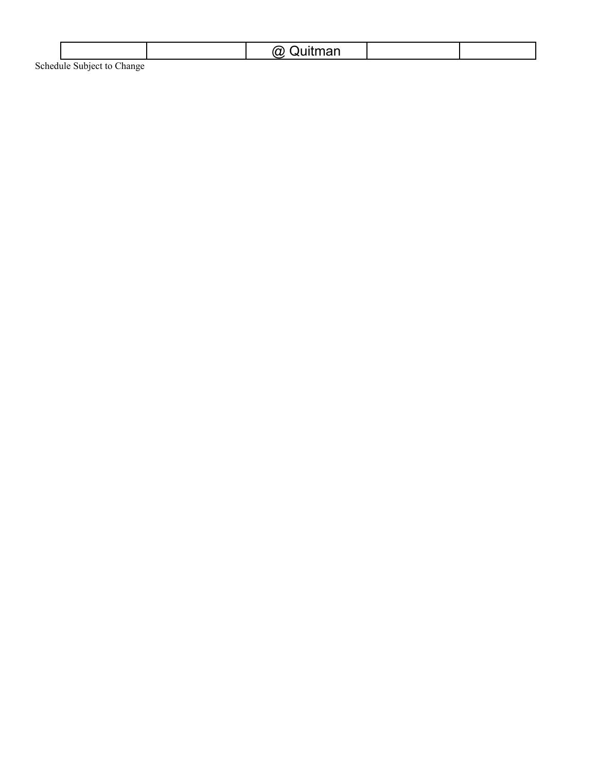| | | | | |
|---|---|---|---|---|
| | | @ Quitman | | |

Schedule Subject to Change